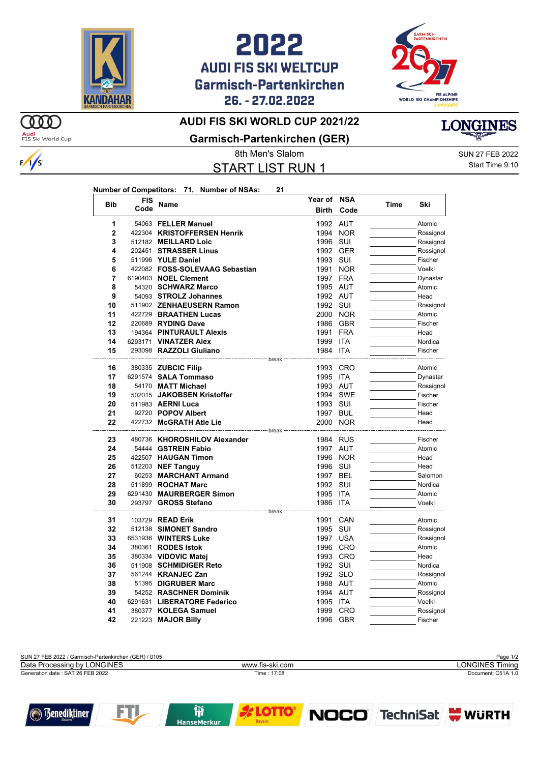# 2022 AUDI FIS SKI WELTCUP
## Garmisch-Partenkirchen
### 26. - 27.02.2022

## AUDI FIS SKI WORLD CUP 2021/22
## Garmisch-Partenkirchen (GER)

8th Men's Slalom

SUN 27 FEB 2022
Start Time 9:10

# START LIST RUN 1

**Number of Competitors: 71, Number of NSAs: 21**

| Bib | FIS Code | Name | Year of Birth | NSA Code | Time | Ski |
|---|---|---|---|---|---|---|
| 1 | 54063 | **FELLER Manuel** | 1992 | AUT | | Atomic |
| 2 | 422304 | **KRISTOFFERSEN Henrik** | 1994 | NOR | | Rossignol |
| 3 | 512182 | **MEILLARD Loic** | 1996 | SUI | | Rossignol |
| 4 | 202451 | **STRASSER Linus** | 1992 | GER | | Rossignol |
| 5 | 511996 | **YULE Daniel** | 1993 | SUI | | Fischer |
| 6 | 422082 | **FOSS-SOLEVAAG Sebastian** | 1991 | NOR | | Voelkl |
| 7 | 6190403 | **NOEL Clement** | 1997 | FRA | | Dynastar |
| 8 | 54320 | **SCHWARZ Marco** | 1995 | AUT | | Atomic |
| 9 | 54093 | **STROLZ Johannes** | 1992 | AUT | | Head |
| 10 | 511902 | **ZENHAEUSERN Ramon** | 1992 | SUI | | Rossignol |
| 11 | 422729 | **BRAATHEN Lucas** | 2000 | NOR | | Atomic |
| 12 | 220689 | **RYDING Dave** | 1986 | GBR | | Fischer |
| 13 | 194364 | **PINTURAULT Alexis** | 1991 | FRA | | Head |
| 14 | 6293171 | **VINATZER Alex** | 1999 | ITA | | Nordica |
| 15 | 293098 | **RAZZOLI Giuliano** | 1984 | ITA | | Fischer |
| | | break | | | | |
| 16 | 380335 | **ZUBCIC Filip** | 1993 | CRO | | Atomic |
| 17 | 6291574 | **SALA Tommaso** | 1995 | ITA | | Dynastar |
| 18 | 54170 | **MATT Michael** | 1993 | AUT | | Rossignol |
| 19 | 502015 | **JAKOBSEN Kristoffer** | 1994 | SWE | | Fischer |
| 20 | 511983 | **AERNI Luca** | 1993 | SUI | | Fischer |
| 21 | 92720 | **POPOV Albert** | 1997 | BUL | | Head |
| 22 | 422732 | **McGRATH Atle Lie** | 2000 | NOR | | Head |
| | | break | | | | |
| 23 | 480736 | **KHOROSHILOV Alexander** | 1984 | RUS | | Fischer |
| 24 | 54444 | **GSTREIN Fabio** | 1997 | AUT | | Atomic |
| 25 | 422507 | **HAUGAN Timon** | 1996 | NOR | | Head |
| 26 | 512203 | **NEF Tanguy** | 1996 | SUI | | Head |
| 27 | 60253 | **MARCHANT Armand** | 1997 | BEL | | Salomon |
| 28 | 511899 | **ROCHAT Marc** | 1992 | SUI | | Nordica |
| 29 | 6291430 | **MAURBERGER Simon** | 1995 | ITA | | Atomic |
| 30 | 293797 | **GROSS Stefano** | 1986 | ITA | | Voelkl |
| | | break | | | | |
| 31 | 103729 | **READ Erik** | 1991 | CAN | | Atomic |
| 32 | 512138 | **SIMONET Sandro** | 1995 | SUI | | Rossignol |
| 33 | 6531936 | **WINTERS Luke** | 1997 | USA | | Rossignol |
| 34 | 380361 | **RODES Istok** | 1996 | CRO | | Atomic |
| 35 | 380334 | **VIDOVIC Matej** | 1993 | CRO | | Head |
| 36 | 511908 | **SCHMIDIGER Reto** | 1992 | SUI | | Nordica |
| 37 | 561244 | **KRANJEC Zan** | 1992 | SLO | | Rossignol |
| 38 | 51395 | **DIGRUBER Marc** | 1988 | AUT | | Atomic |
| 39 | 54252 | **RASCHNER Dominik** | 1994 | AUT | | Rossignol |
| 40 | 6291631 | **LIBERATORE Federico** | 1995 | ITA | | Voelkl |
| 41 | 380377 | **KOLEGA Samuel** | 1999 | CRO | | Rossignol |
| 42 | 221223 | **MAJOR Billy** | 1996 | GBR | | Fischer |

SUN 27 FEB 2022 / Garmisch-Partenkirchen (GER) / 0105
Data Processing by LONGINES — www.fis-ski.com — LONGINES Timing
Generation date : SAT 26 FEB 2022 — Time : 17:08 — Document: C51A 1.0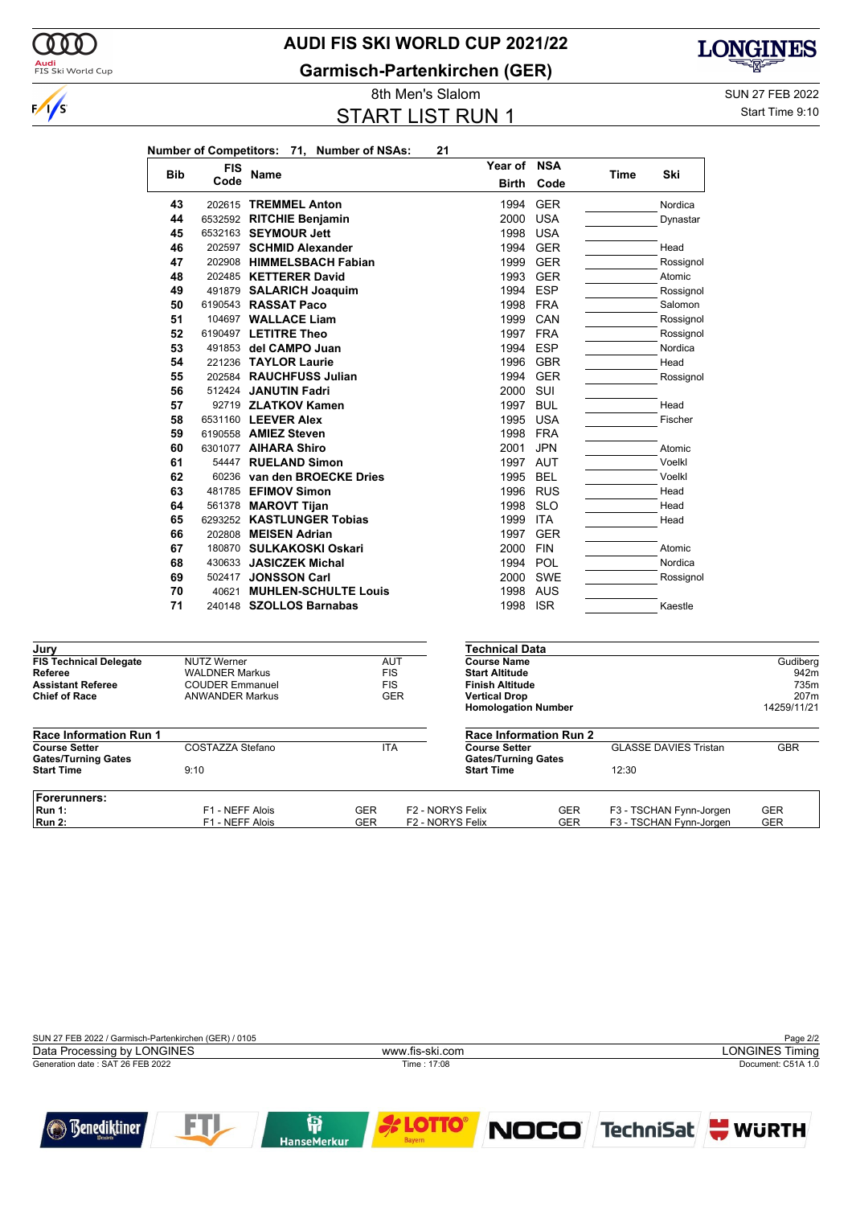# AUDI FIS SKI WORLD CUP 2021/22

## Garmisch-Partenkirchen (GER)

8th Men's Slalom

SUN 27 FEB 2022

## START LIST RUN 1

Start Time 9:10

**Number of Competitors: 71, Number of NSAs: 21**

| Bib | FIS Code | Name | Year of Birth | NSA Code | Time | Ski |
|---|---|---|---|---|---|---|
| 43 | 202615 | **TREMMEL Anton** | 1994 | GER | | Nordica |
| 44 | 6532592 | **RITCHIE Benjamin** | 2000 | USA | | Dynastar |
| 45 | 6532163 | **SEYMOUR Jett** | 1998 | USA | | |
| 46 | 202597 | **SCHMID Alexander** | 1994 | GER | | Head |
| 47 | 202908 | **HIMMELSBACH Fabian** | 1999 | GER | | Rossignol |
| 48 | 202485 | **KETTERER David** | 1993 | GER | | Atomic |
| 49 | 491879 | **SALARICH Joaquim** | 1994 | ESP | | Rossignol |
| 50 | 6190543 | **RASSAT Paco** | 1998 | FRA | | Salomon |
| 51 | 104697 | **WALLACE Liam** | 1999 | CAN | | Rossignol |
| 52 | 6190497 | **LETITRE Theo** | 1997 | FRA | | Rossignol |
| 53 | 491853 | **del CAMPO Juan** | 1994 | ESP | | Nordica |
| 54 | 221236 | **TAYLOR Laurie** | 1996 | GBR | | Head |
| 55 | 202584 | **RAUCHFUSS Julian** | 1994 | GER | | Rossignol |
| 56 | 512424 | **JANUTIN Fadri** | 2000 | SUI | | |
| 57 | 92719 | **ZLATKOV Kamen** | 1997 | BUL | | Head |
| 58 | 6531160 | **LEEVER Alex** | 1995 | USA | | Fischer |
| 59 | 6190558 | **AMIEZ Steven** | 1998 | FRA | | |
| 60 | 6301077 | **AIHARA Shiro** | 2001 | JPN | | Atomic |
| 61 | 54447 | **RUELAND Simon** | 1997 | AUT | | Voelkl |
| 62 | 60236 | **van den BROECKE Dries** | 1995 | BEL | | Voelkl |
| 63 | 481785 | **EFIMOV Simon** | 1996 | RUS | | Head |
| 64 | 561378 | **MAROVT Tijan** | 1998 | SLO | | Head |
| 65 | 6293252 | **KASTLUNGER Tobias** | 1999 | ITA | | Head |
| 66 | 202808 | **MEISEN Adrian** | 1997 | GER | | |
| 67 | 180870 | **SULKAKOSKI Oskari** | 2000 | FIN | | Atomic |
| 68 | 430633 | **JASICZEK Michal** | 1994 | POL | | Nordica |
| 69 | 502417 | **JONSSON Carl** | 2000 | SWE | | Rossignol |
| 70 | 40621 | **MUHLEN-SCHULTE Louis** | 1998 | AUS | | |
| 71 | 240148 | **SZOLLOS Barnabas** | 1998 | ISR | | Kaestle |

### Jury

| | | |
|---|---|---|
| **FIS Technical Delegate** | NUTZ Werner | AUT |
| **Referee** | WALDNER Markus | FIS |
| **Assistant Referee** | COUDER Emmanuel | FIS |
| **Chief of Race** | ANWANDER Markus | GER |

### Technical Data

| | |
|---|---|
| **Course Name** | Gudiberg |
| **Start Altitude** | 942m |
| **Finish Altitude** | 735m |
| **Vertical Drop** | 207m |
| **Homologation Number** | 14259/11/21 |

### Race Information Run 1

| | | |
|---|---|---|
| **Course Setter** | COSTAZZA Stefano | ITA |
| **Gates/Turning Gates** | | |
| **Start Time** | 9:10 | |

### Race Information Run 2

| | | |
|---|---|---|
| **Course Setter** | GLASSE DAVIES Tristan | GBR |
| **Gates/Turning Gates** | | |
| **Start Time** | 12:30 | |

### Forerunners:

| | | | | | | |
|---|---|---|---|---|---|---|
| **Run 1:** | F1 - NEFF Alois | GER | F2 - NORYS Felix | GER | F3 - TSCHAN Fynn-Jorgen | GER |
| **Run 2:** | F1 - NEFF Alois | GER | F2 - NORYS Felix | GER | F3 - TSCHAN Fynn-Jorgen | GER |

SUN 27 FEB 2022 / Garmisch-Partenkirchen (GER) / 0105

Data Processing by LONGINES — www.fis-ski.com — LONGINES Timing

Generation date : SAT 26 FEB 2022 — Time : 17:08 — Document: C51A 1.0